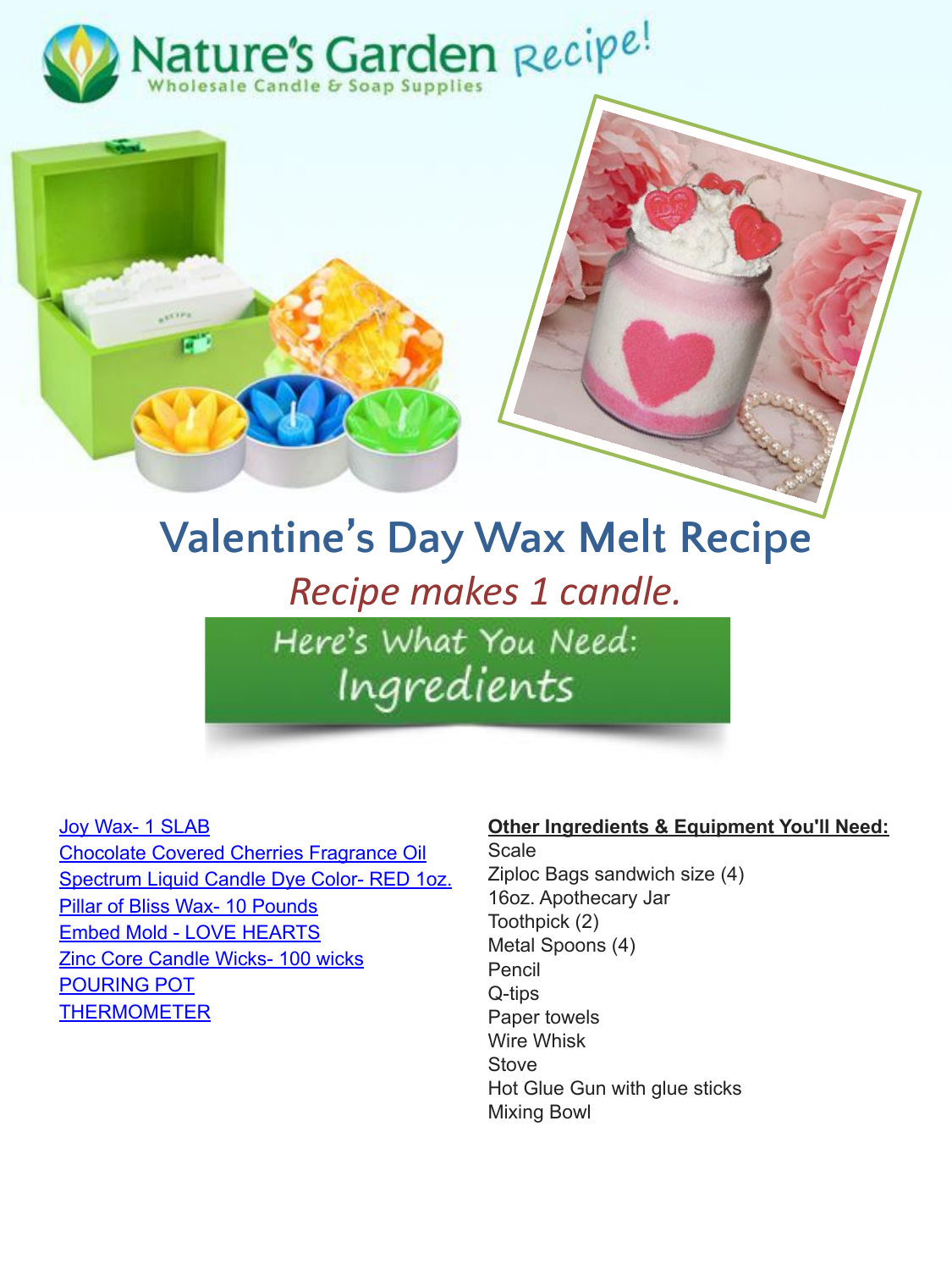# Valentine's Day Wax Melt Recipe

*Recipe makes 1 candle.*

## Here's What You Need: Ingredients

- Joy Wax- 1 SLAB
- Chocolate Covered Cherries Fragrance Oil
- Spectrum Liquid Candle Dye Color- RED 1oz.
- Pillar of Bliss Wax- 10 Pounds
- Embed Mold - LOVE HEARTS
- Zinc Core Candle Wicks- 100 wicks
- POURING POT
- THERMOMETER

**Other Ingredients & Equipment You'll Need:**

- Scale
- Ziploc Bags sandwich size (4)
- 16oz. Apothecary Jar
- Toothpick (2)
- Metal Spoons (4)
- Pencil
- Q-tips
- Paper towels
- Wire Whisk
- Stove
- Hot Glue Gun with glue sticks
- Mixing Bowl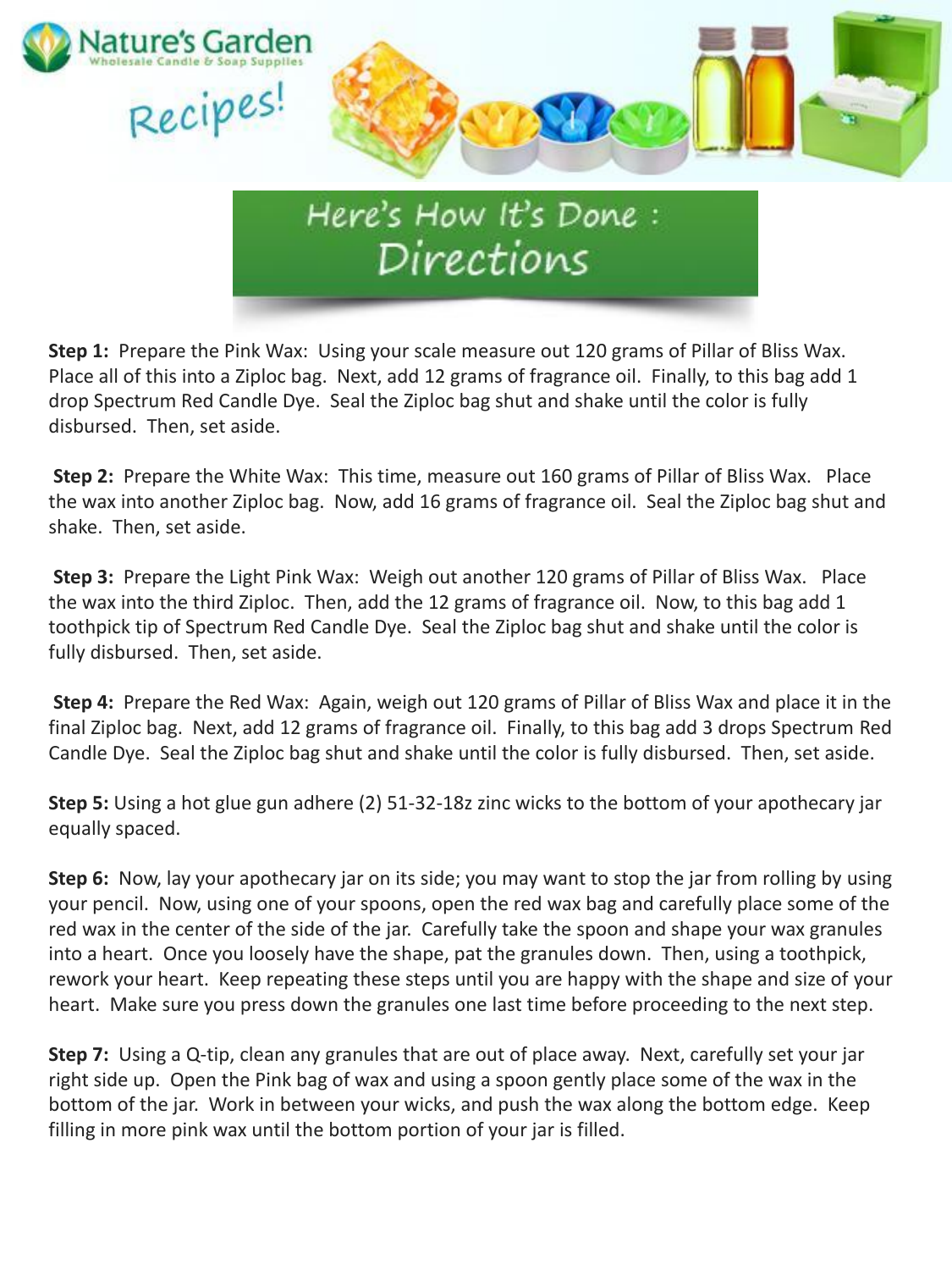## Here's How It's Done : Directions

**Step 1:** Prepare the Pink Wax: Using your scale measure out 120 grams of Pillar of Bliss Wax. Place all of this into a Ziploc bag. Next, add 12 grams of fragrance oil. Finally, to this bag add 1 drop Spectrum Red Candle Dye. Seal the Ziploc bag shut and shake until the color is fully disbursed. Then, set aside.

**Step 2:** Prepare the White Wax: This time, measure out 160 grams of Pillar of Bliss Wax. Place the wax into another Ziploc bag. Now, add 16 grams of fragrance oil. Seal the Ziploc bag shut and shake. Then, set aside.

**Step 3:** Prepare the Light Pink Wax: Weigh out another 120 grams of Pillar of Bliss Wax. Place the wax into the third Ziploc. Then, add the 12 grams of fragrance oil. Now, to this bag add 1 toothpick tip of Spectrum Red Candle Dye. Seal the Ziploc bag shut and shake until the color is fully disbursed. Then, set aside.

**Step 4:** Prepare the Red Wax: Again, weigh out 120 grams of Pillar of Bliss Wax and place it in the final Ziploc bag. Next, add 12 grams of fragrance oil. Finally, to this bag add 3 drops Spectrum Red Candle Dye. Seal the Ziploc bag shut and shake until the color is fully disbursed. Then, set aside.

**Step 5:** Using a hot glue gun adhere (2) 51-32-18z zinc wicks to the bottom of your apothecary jar equally spaced.

**Step 6:** Now, lay your apothecary jar on its side; you may want to stop the jar from rolling by using your pencil. Now, using one of your spoons, open the red wax bag and carefully place some of the red wax in the center of the side of the jar. Carefully take the spoon and shape your wax granules into a heart. Once you loosely have the shape, pat the granules down. Then, using a toothpick, rework your heart. Keep repeating these steps until you are happy with the shape and size of your heart. Make sure you press down the granules one last time before proceeding to the next step.

**Step 7:** Using a Q-tip, clean any granules that are out of place away. Next, carefully set your jar right side up. Open the Pink bag of wax and using a spoon gently place some of the wax in the bottom of the jar. Work in between your wicks, and push the wax along the bottom edge. Keep filling in more pink wax until the bottom portion of your jar is filled.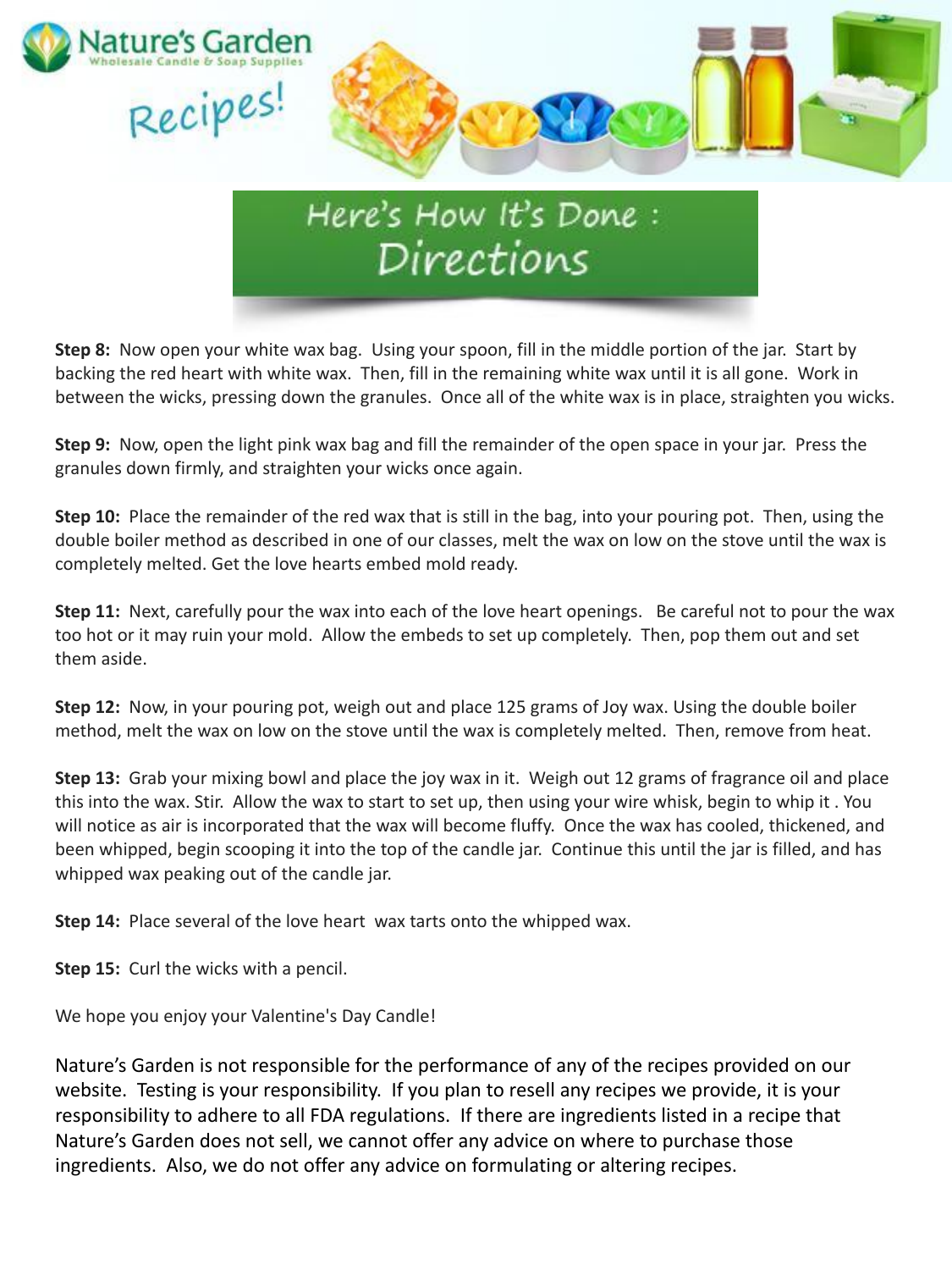# Here's How It's Done : Directions

**Step 8:** Now open your white wax bag. Using your spoon, fill in the middle portion of the jar. Start by backing the red heart with white wax. Then, fill in the remaining white wax until it is all gone. Work in between the wicks, pressing down the granules. Once all of the white wax is in place, straighten you wicks.

**Step 9:** Now, open the light pink wax bag and fill the remainder of the open space in your jar. Press the granules down firmly, and straighten your wicks once again.

**Step 10:** Place the remainder of the red wax that is still in the bag, into your pouring pot. Then, using the double boiler method as described in one of our classes, melt the wax on low on the stove until the wax is completely melted. Get the love hearts embed mold ready.

**Step 11:** Next, carefully pour the wax into each of the love heart openings. Be careful not to pour the wax too hot or it may ruin your mold. Allow the embeds to set up completely. Then, pop them out and set them aside.

**Step 12:** Now, in your pouring pot, weigh out and place 125 grams of Joy wax. Using the double boiler method, melt the wax on low on the stove until the wax is completely melted. Then, remove from heat.

**Step 13:** Grab your mixing bowl and place the joy wax in it. Weigh out 12 grams of fragrance oil and place this into the wax. Stir. Allow the wax to start to set up, then using your wire whisk, begin to whip it . You will notice as air is incorporated that the wax will become fluffy. Once the wax has cooled, thickened, and been whipped, begin scooping it into the top of the candle jar. Continue this until the jar is filled, and has whipped wax peaking out of the candle jar.

**Step 14:** Place several of the love heart wax tarts onto the whipped wax.

**Step 15:** Curl the wicks with a pencil.

We hope you enjoy your Valentine's Day Candle!

Nature's Garden is not responsible for the performance of any of the recipes provided on our website. Testing is your responsibility. If you plan to resell any recipes we provide, it is your responsibility to adhere to all FDA regulations. If there are ingredients listed in a recipe that Nature's Garden does not sell, we cannot offer any advice on where to purchase those ingredients. Also, we do not offer any advice on formulating or altering recipes.